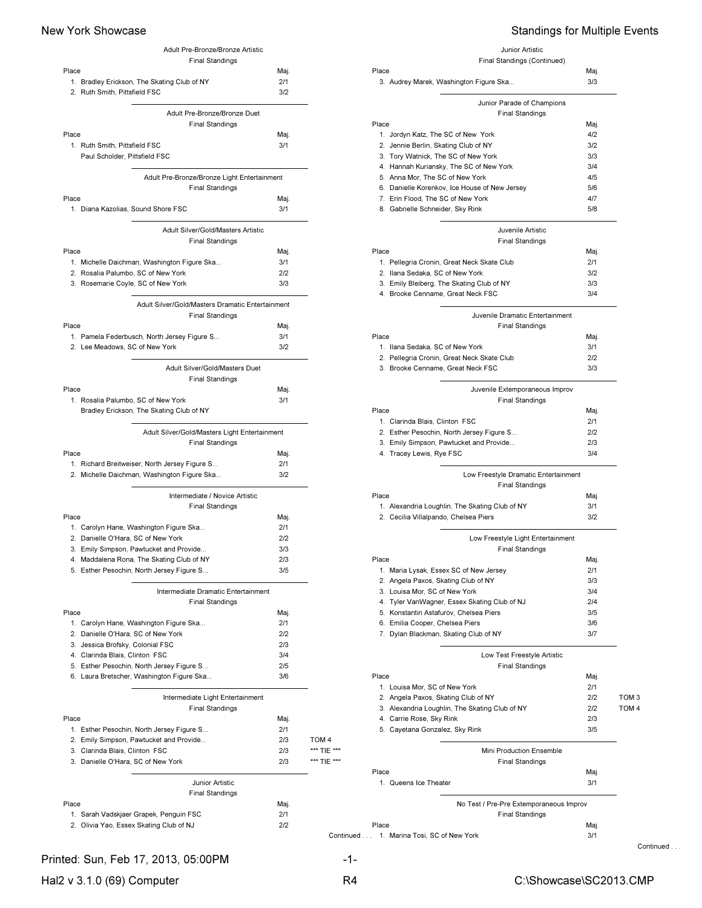# New York Showcase

## Standings for Multiple Events

### Adult Pre-Bronze/Bronze Artistic

Final Standings

| Place | Maj. |
|---|---|
| 1. Bradley Erickson, The Skating Club of NY | 2/1 |
| 2. Ruth Smith, Pittsfield FSC | 3/2 |

### Adult Pre-Bronze/Bronze Duet

Final Standings

| Place | Maj. |
|---|---|
| 1. Ruth Smith, Pittsfield FSC<br>Paul Scholder, Pittsfield FSC | 3/1 |

### Adult Pre-Bronze/Bronze Light Entertainment

Final Standings

| Place | Maj. |
|---|---|
| 1. Diana Kazolias, Sound Shore FSC | 3/1 |

### Adult Silver/Gold/Masters Artistic

Final Standings

| Place | Maj. |
|---|---|
| 1. Michelle Daichman, Washington Figure Ska... | 3/1 |
| 2. Rosalia Palumbo, SC of New York | 2/2 |
| 3. Rosemarie Coyle, SC of New York | 3/3 |

### Adult Silver/Gold/Masters Dramatic Entertainment

Final Standings

| Place | Maj. |
|---|---|
| 1. Pamela Federbusch, North Jersey Figure S... | 3/1 |
| 2. Lee Meadows, SC of New York | 3/2 |

### Adult Silver/Gold/Masters Duet

Final Standings

| Place | Maj. |
|---|---|
| 1. Rosalia Palumbo, SC of New York<br>Bradley Erickson, The Skating Club of NY | 3/1 |

### Adult Silver/Gold/Masters Light Entertainment

Final Standings

| Place | Maj. |
|---|---|
| 1. Richard Breitweiser, North Jersey Figure S... | 2/1 |
| 2. Michelle Daichman, Washington Figure Ska... | 3/2 |

### Intermediate / Novice Artistic

Final Standings

| Place | Maj. |
|---|---|
| 1. Carolyn Hane, Washington Figure Ska... | 2/1 |
| 2. Danielle O'Hara, SC of New York | 2/2 |
| 3. Emily Simpson, Pawtucket and Provide... | 3/3 |
| 4. Maddalena Rona, The Skating Club of NY | 2/3 |
| 5. Esther Pesochin, North Jersey Figure S... | 3/5 |

### Intermediate Dramatic Entertainment

Final Standings

| Place | Maj. |
|---|---|
| 1. Carolyn Hane, Washington Figure Ska... | 2/1 |
| 2. Danielle O'Hara, SC of New York | 2/2 |
| 3. Jessica Brofsky, Colonial FSC | 2/3 |
| 4. Clarinda Blais, Clinton FSC | 3/4 |
| 5. Esther Pesochin, North Jersey Figure S... | 2/5 |
| 6. Laura Bretscher, Washington Figure Ska... | 3/6 |

### Intermediate Light Entertainment

Final Standings

| Place | Maj. | |
|---|---|---|
| 1. Esther Pesochin, North Jersey Figure S... | 2/1 | |
| 2. Emily Simpson, Pawtucket and Provide... | 2/3 | TOM 4 |
| 3. Clarinda Blais, Clinton FSC | 2/3 | *** TIE *** |
| 3. Danielle O'Hara, SC of New York | 2/3 | *** TIE *** |

### Junior Artistic

Final Standings

| Place | Maj. |
|---|---|
| 1. Sarah Vadskjaer Grapek, Penguin FSC | 2/1 |
| 2. Olivia Yao, Essex Skating Club of NJ | 2/2 |
| 3. Audrey Marek, Washington Figure Ska... | 3/3 |

### Junior Parade of Champions

Final Standings

| Place | Maj. |
|---|---|
| 1. Jordyn Katz, The SC of New York | 4/2 |
| 2. Jennie Berlin, Skating Club of NY | 3/2 |
| 3. Tory Watnick, The SC of New York | 3/3 |
| 4. Hannah Kuriansky, The SC of New York | 3/4 |
| 5. Anna Mor, The SC of New York | 4/5 |
| 6. Danielle Korenkov, Ice House of New Jersey | 5/6 |
| 7. Erin Flood, The SC of New York | 4/7 |
| 8. Gabrielle Schneider, Sky Rink | 5/8 |

### Juvenile Artistic

Final Standings

| Place | Maj. |
|---|---|
| 1. Pellegria Cronin, Great Neck Skate Club | 2/1 |
| 2. Ilana Sedaka, SC of New York | 3/2 |
| 3. Emily Bleiberg, The Skating Club of NY | 3/3 |
| 4. Brooke Cenname, Great Neck FSC | 3/4 |

### Juvenile Dramatic Entertainment

Final Standings

| Place | Maj. |
|---|---|
| 1. Ilana Sedaka, SC of New York | 3/1 |
| 2. Pellegria Cronin, Great Neck Skate Club | 2/2 |
| 3. Brooke Cenname, Great Neck FSC | 3/3 |

### Juvenile Extemporaneous Improv

Final Standings

| Place | Maj. |
|---|---|
| 1. Clarinda Blais, Clinton FSC | 2/1 |
| 2. Esther Pesochin, North Jersey Figure S... | 2/2 |
| 3. Emily Simpson, Pawtucket and Provide... | 2/3 |
| 4. Tracey Lewis, Rye FSC | 3/4 |

### Low Freestyle Dramatic Entertainment

Final Standings

| Place | Maj. |
|---|---|
| 1. Alexandria Loughlin, The Skating Club of NY | 3/1 |
| 2. Cecilia Villalpando, Chelsea Piers | 3/2 |

### Low Freestyle Light Entertainment

Final Standings

| Place | Maj. |
|---|---|
| 1. Maria Lysak, Essex SC of New Jersey | 2/1 |
| 2. Angela Paxos, Skating Club of NY | 3/3 |
| 3. Louisa Mor, SC of New York | 3/4 |
| 4. Tyler VanWagner, Essex Skating Club of NJ | 2/4 |
| 5. Konstantin Astafurov, Chelsea Piers | 3/5 |
| 6. Emilia Cooper, Chelsea Piers | 3/6 |
| 7. Dylan Blackman, Skating Club of NY | 3/7 |

### Low Test Freestyle Artistic

Final Standings

| Place | Maj. | |
|---|---|---|
| 1. Louisa Mor, SC of New York | 2/1 | |
| 2. Angela Paxos, Skating Club of NY | 2/2 | TOM 3 |
| 3. Alexandria Loughlin, The Skating Club of NY | 2/2 | TOM 4 |
| 4. Carrie Rose, Sky Rink | 2/3 | |
| 5. Cayetana Gonzalez, Sky Rink | 3/5 | |

### Mini Production Ensemble

Final Standings

| Place | Maj. |
|---|---|
| 1. Queens Ice Theater | 3/1 |

### No Test / Pre-Pre Extemporaneous Improv

Final Standings

| Place | Maj. |
|---|---|
| 1. Marina Tosi, SC of New York | 3/1 |

Continued . . .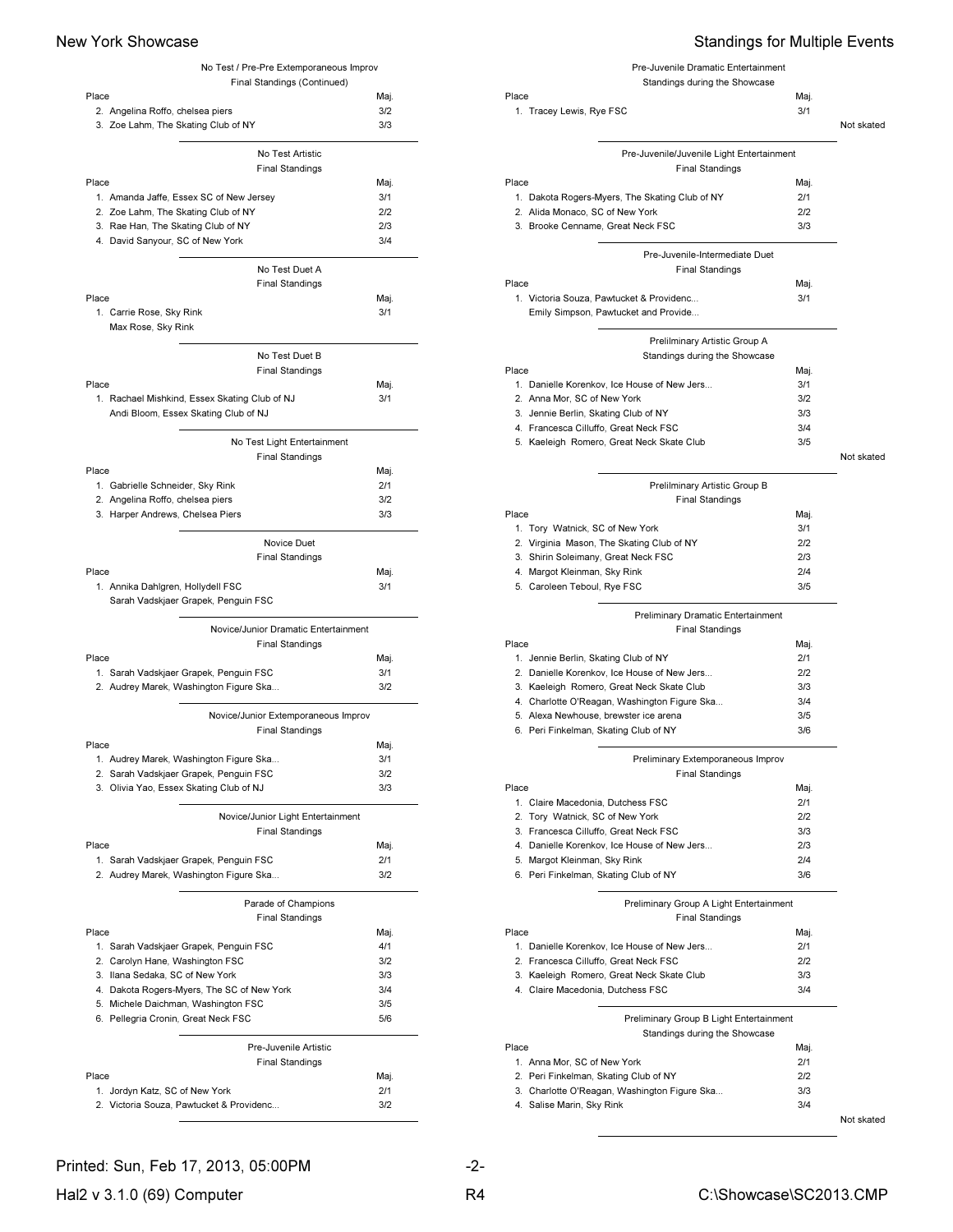## No Test / Pre-Pre Extemporaneous Improv

Final Standings (Continued)

| Place | Maj. |
|---|---|
| 2. Angelina Roffo, chelsea piers | 3/2 |
| 3. Zoe Lahm, The Skating Club of NY | 3/3 |

## No Test Artistic

Final Standings

| Place | Maj. |
|---|---|
| 1. Amanda Jaffe, Essex SC of New Jersey | 3/1 |
| 2. Zoe Lahm, The Skating Club of NY | 2/2 |
| 3. Rae Han, The Skating Club of NY | 2/3 |
| 4. David Sanyour, SC of New York | 3/4 |

## No Test Duet A

Final Standings

| Place | Maj. |
|---|---|
| 1. Carrie Rose, Sky Rink<br>Max Rose, Sky Rink | 3/1 |

## No Test Duet B

Final Standings

| Place | Maj. |
|---|---|
| 1. Rachael Mishkind, Essex Skating Club of NJ<br>Andi Bloom, Essex Skating Club of NJ | 3/1 |

## No Test Light Entertainment

Final Standings

| Place | Maj. |
|---|---|
| 1. Gabrielle Schneider, Sky Rink | 2/1 |
| 2. Angelina Roffo, chelsea piers | 3/2 |
| 3. Harper Andrews, Chelsea Piers | 3/3 |

## Novice Duet

Final Standings

| Place | Maj. |
|---|---|
| 1. Annika Dahlgren, Hollydell FSC<br>Sarah Vadskjaer Grapek, Penguin FSC | 3/1 |

## Novice/Junior Dramatic Entertainment

Final Standings

| Place | Maj. |
|---|---|
| 1. Sarah Vadskjaer Grapek, Penguin FSC | 3/1 |
| 2. Audrey Marek, Washington Figure Ska... | 3/2 |

## Novice/Junior Extemporaneous Improv

Final Standings

| Place | Maj. |
|---|---|
| 1. Audrey Marek, Washington Figure Ska... | 3/1 |
| 2. Sarah Vadskjaer Grapek, Penguin FSC | 3/2 |
| 3. Olivia Yao, Essex Skating Club of NJ | 3/3 |

## Novice/Junior Light Entertainment

Final Standings

| Place | Maj. |
|---|---|
| 1. Sarah Vadskjaer Grapek, Penguin FSC | 2/1 |
| 2. Audrey Marek, Washington Figure Ska... | 3/2 |

## Parade of Champions

Final Standings

| Place | Maj. |
|---|---|
| 1. Sarah Vadskjaer Grapek, Penguin FSC | 4/1 |
| 2. Carolyn Hane, Washington FSC | 3/2 |
| 3. Ilana Sedaka, SC of New York | 3/3 |
| 4. Dakota Rogers-Myers, The SC of New York | 3/4 |
| 5. Michele Daichman, Washington FSC | 3/5 |
| 6. Pellegria Cronin, Great Neck FSC | 5/6 |

## Pre-Juvenile Artistic

Final Standings

| Place | Maj. |
|---|---|
| 1. Jordyn Katz, SC of New York | 2/1 |
| 2. Victoria Souza, Pawtucket & Providenc... | 3/2 |

## Pre-Juvenile Dramatic Entertainment

Standings during the Showcase

| Place | Maj. |
|---|---|
| 1. Tracey Lewis, Rye FSC | 3/1 |

Not skated

## Pre-Juvenile/Juvenile Light Entertainment

Final Standings

| Place | Maj. |
|---|---|
| 1. Dakota Rogers-Myers, The Skating Club of NY | 2/1 |
| 2. Alida Monaco, SC of New York | 2/2 |
| 3. Brooke Cenname, Great Neck FSC | 3/3 |

## Pre-Juvenile-Intermediate Duet

Final Standings

| Place | Maj. |
|---|---|
| 1. Victoria Souza, Pawtucket & Providenc...<br>Emily Simpson, Pawtucket and Provide... | 3/1 |

## Prelilminary Artistic Group A

Standings during the Showcase

| Place | Maj. |
|---|---|
| 1. Danielle Korenkov, Ice House of New Jers... | 3/1 |
| 2. Anna Mor, SC of New York | 3/2 |
| 3. Jennie Berlin, Skating Club of NY | 3/3 |
| 4. Francesca Cilluffo, Great Neck FSC | 3/4 |
| 5. Kaeleigh Romero, Great Neck Skate Club | 3/5 |

Not skated

## Prelilminary Artistic Group B

Final Standings

| Place | Maj. |
|---|---|
| 1. Tory Watnick, SC of New York | 3/1 |
| 2. Virginia Mason, The Skating Club of NY | 2/2 |
| 3. Shirin Soleimany, Great Neck FSC | 2/3 |
| 4. Margot Kleinman, Sky Rink | 2/4 |
| 5. Caroleen Teboul, Rye FSC | 3/5 |

## Preliminary Dramatic Entertainment

Final Standings

| Place | Maj. |
|---|---|
| 1. Jennie Berlin, Skating Club of NY | 2/1 |
| 2. Danielle Korenkov, Ice House of New Jers... | 2/2 |
| 3. Kaeleigh Romero, Great Neck Skate Club | 3/3 |
| 4. Charlotte O'Reagan, Washington Figure Ska... | 3/4 |
| 5. Alexa Newhouse, brewster ice arena | 3/5 |
| 6. Peri Finkelman, Skating Club of NY | 3/6 |

## Preliminary Extemporaneous Improv

Final Standings

| Place | Maj. |
|---|---|
| 1. Claire Macedonia, Dutchess FSC | 2/1 |
| 2. Tory Watnick, SC of New York | 2/2 |
| 3. Francesca Cilluffo, Great Neck FSC | 3/3 |
| 4. Danielle Korenkov, Ice House of New Jers... | 2/3 |
| 5. Margot Kleinman, Sky Rink | 2/4 |
| 6. Peri Finkelman, Skating Club of NY | 3/6 |

## Preliminary Group A Light Entertainment

Final Standings

| Place | Maj. |
|---|---|
| 1. Danielle Korenkov, Ice House of New Jers... | 2/1 |
| 2. Francesca Cilluffo, Great Neck FSC | 2/2 |
| 3. Kaeleigh Romero, Great Neck Skate Club | 3/3 |
| 4. Claire Macedonia, Dutchess FSC | 3/4 |

## Preliminary Group B Light Entertainment

Standings during the Showcase

| Place | Maj. |
|---|---|
| 1. Anna Mor, SC of New York | 2/1 |
| 2. Peri Finkelman, Skating Club of NY | 2/2 |
| 3. Charlotte O'Reagan, Washington Figure Ska... | 3/3 |
| 4. Salise Marin, Sky Rink | 3/4 |

Not skated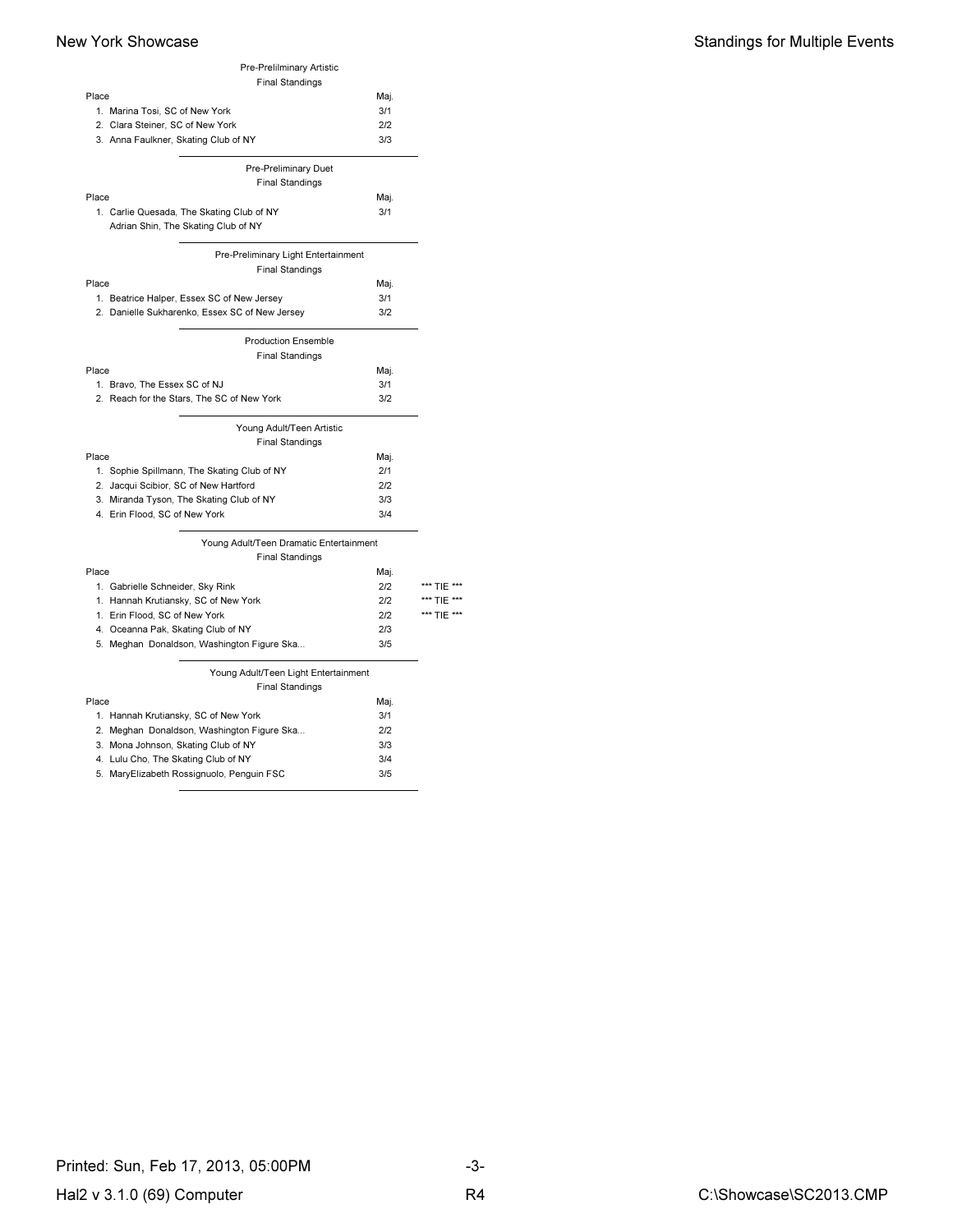## Pre-Prelilminary Artistic

Final Standings

| Place | | Maj. |
|---|---|---|
| 1. | Marina Tosi, SC of New York | 3/1 |
| 2. | Clara Steiner, SC of New York | 2/2 |
| 3. | Anna Faulkner, Skating Club of NY | 3/3 |

## Pre-Preliminary Duet

Final Standings

| Place | | Maj. |
|---|---|---|
| 1. | Carlie Quesada, The Skating Club of NY<br>Adrian Shin, The Skating Club of NY | 3/1 |

## Pre-Preliminary Light Entertainment

Final Standings

| Place | | Maj. |
|---|---|---|
| 1. | Beatrice Halper, Essex SC of New Jersey | 3/1 |
| 2. | Danielle Sukharenko, Essex SC of New Jersey | 3/2 |

## Production Ensemble

Final Standings

| Place | | Maj. |
|---|---|---|
| 1. | Bravo, The Essex SC of NJ | 3/1 |
| 2. | Reach for the Stars, The SC of New York | 3/2 |

## Young Adult/Teen Artistic

Final Standings

| Place | | Maj. |
|---|---|---|
| 1. | Sophie Spillmann, The Skating Club of NY | 2/1 |
| 2. | Jacqui Scibior, SC of New Hartford | 2/2 |
| 3. | Miranda Tyson, The Skating Club of NY | 3/3 |
| 4. | Erin Flood, SC of New York | 3/4 |

## Young Adult/Teen Dramatic Entertainment

Final Standings

| Place | | Maj. | |
|---|---|---|---|
| 1. | Gabrielle Schneider, Sky Rink | 2/2 | *** TIE *** |
| 1. | Hannah Krutiansky, SC of New York | 2/2 | *** TIE *** |
| 1. | Erin Flood, SC of New York | 2/2 | *** TIE *** |
| 4. | Oceanna Pak, Skating Club of NY | 2/3 | |
| 5. | Meghan Donaldson, Washington Figure Ska... | 3/5 | |

## Young Adult/Teen Light Entertainment

Final Standings

| Place | | Maj. |
|---|---|---|
| 1. | Hannah Krutiansky, SC of New York | 3/1 |
| 2. | Meghan Donaldson, Washington Figure Ska... | 2/2 |
| 3. | Mona Johnson, Skating Club of NY | 3/3 |
| 4. | Lulu Cho, The Skating Club of NY | 3/4 |
| 5. | MaryElizabeth Rossignuolo, Penguin FSC | 3/5 |